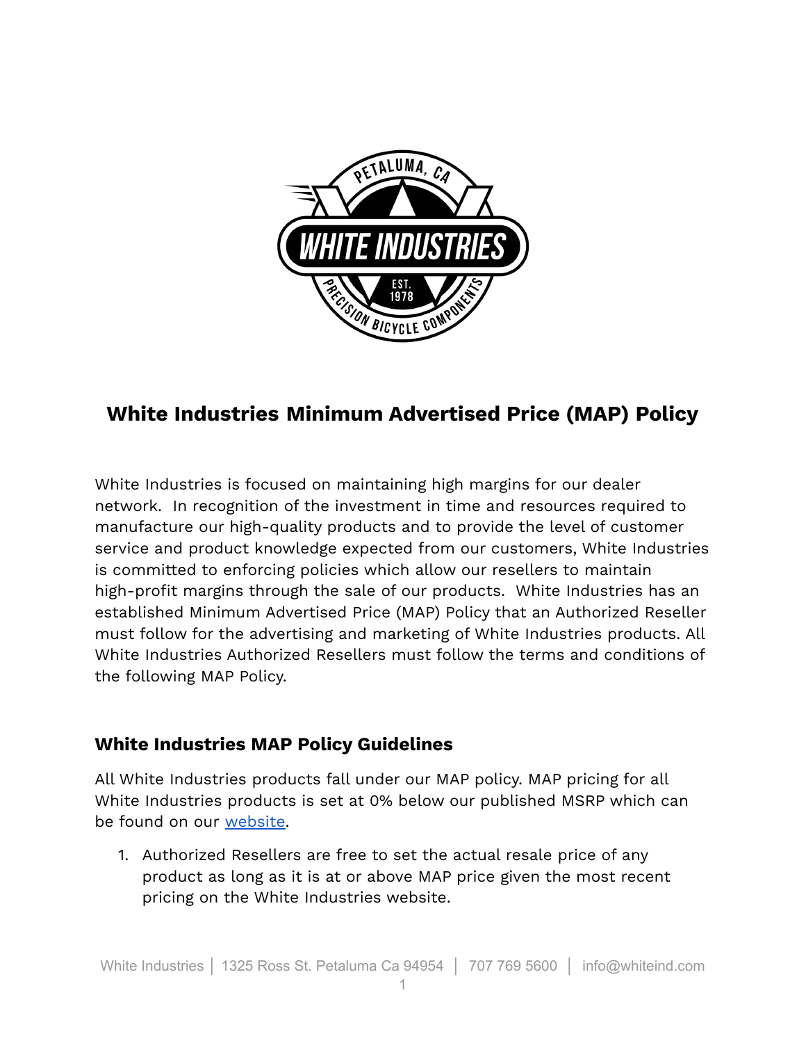# White Industries Minimum Advertised Price (MAP) Policy

White Industries is focused on maintaining high margins for our dealer network. In recognition of the investment in time and resources required to manufacture our high-quality products and to provide the level of customer service and product knowledge expected from our customers, White Industries is committed to enforcing policies which allow our resellers to maintain high-profit margins through the sale of our products. White Industries has an established Minimum Advertised Price (MAP) Policy that an Authorized Reseller must follow for the advertising and marketing of White Industries products. All White Industries Authorized Resellers must follow the terms and conditions of the following MAP Policy.

## White Industries MAP Policy Guidelines

All White Industries products fall under our MAP policy. MAP pricing for all White Industries products is set at 0% below our published MSRP which can be found on our [website](website).

1. Authorized Resellers are free to set the actual resale price of any product as long as it is at or above MAP price given the most recent pricing on the White Industries website.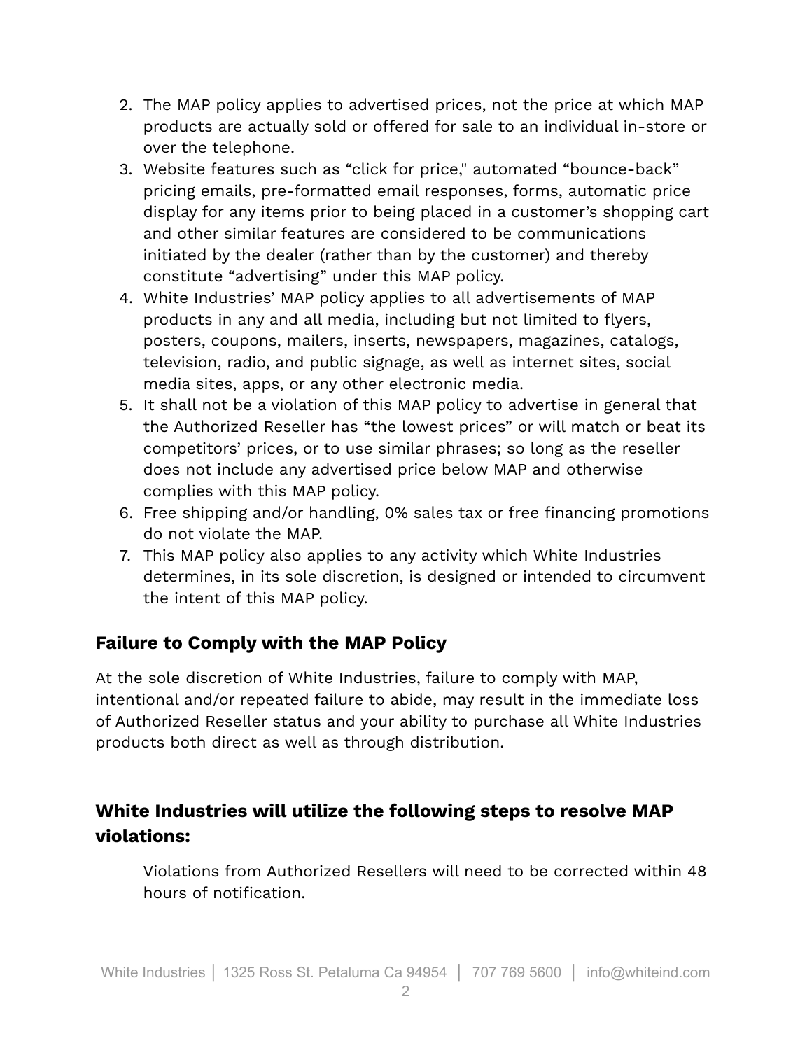2. The MAP policy applies to advertised prices, not the price at which MAP products are actually sold or offered for sale to an individual in-store or over the telephone.
3. Website features such as "click for price," automated "bounce-back" pricing emails, pre-formatted email responses, forms, automatic price display for any items prior to being placed in a customer's shopping cart and other similar features are considered to be communications initiated by the dealer (rather than by the customer) and thereby constitute "advertising" under this MAP policy.
4. White Industries' MAP policy applies to all advertisements of MAP products in any and all media, including but not limited to flyers, posters, coupons, mailers, inserts, newspapers, magazines, catalogs, television, radio, and public signage, as well as internet sites, social media sites, apps, or any other electronic media.
5. It shall not be a violation of this MAP policy to advertise in general that the Authorized Reseller has "the lowest prices" or will match or beat its competitors' prices, or to use similar phrases; so long as the reseller does not include any advertised price below MAP and otherwise complies with this MAP policy.
6. Free shipping and/or handling, 0% sales tax or free financing promotions do not violate the MAP.
7. This MAP policy also applies to any activity which White Industries determines, in its sole discretion, is designed or intended to circumvent the intent of this MAP policy.

### Failure to Comply with the MAP Policy

At the sole discretion of White Industries, failure to comply with MAP, intentional and/or repeated failure to abide, may result in the immediate loss of Authorized Reseller status and your ability to purchase all White Industries products both direct as well as through distribution.

### White Industries will utilize the following steps to resolve MAP violations:

Violations from Authorized Resellers will need to be corrected within 48 hours of notification.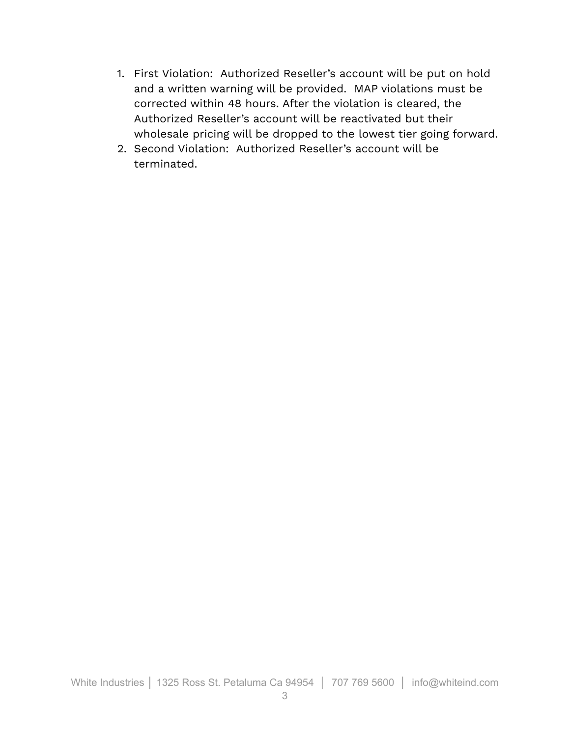1. First Violation: Authorized Reseller's account will be put on hold and a written warning will be provided. MAP violations must be corrected within 48 hours. After the violation is cleared, the Authorized Reseller's account will be reactivated but their wholesale pricing will be dropped to the lowest tier going forward.
2. Second Violation: Authorized Reseller's account will be terminated.